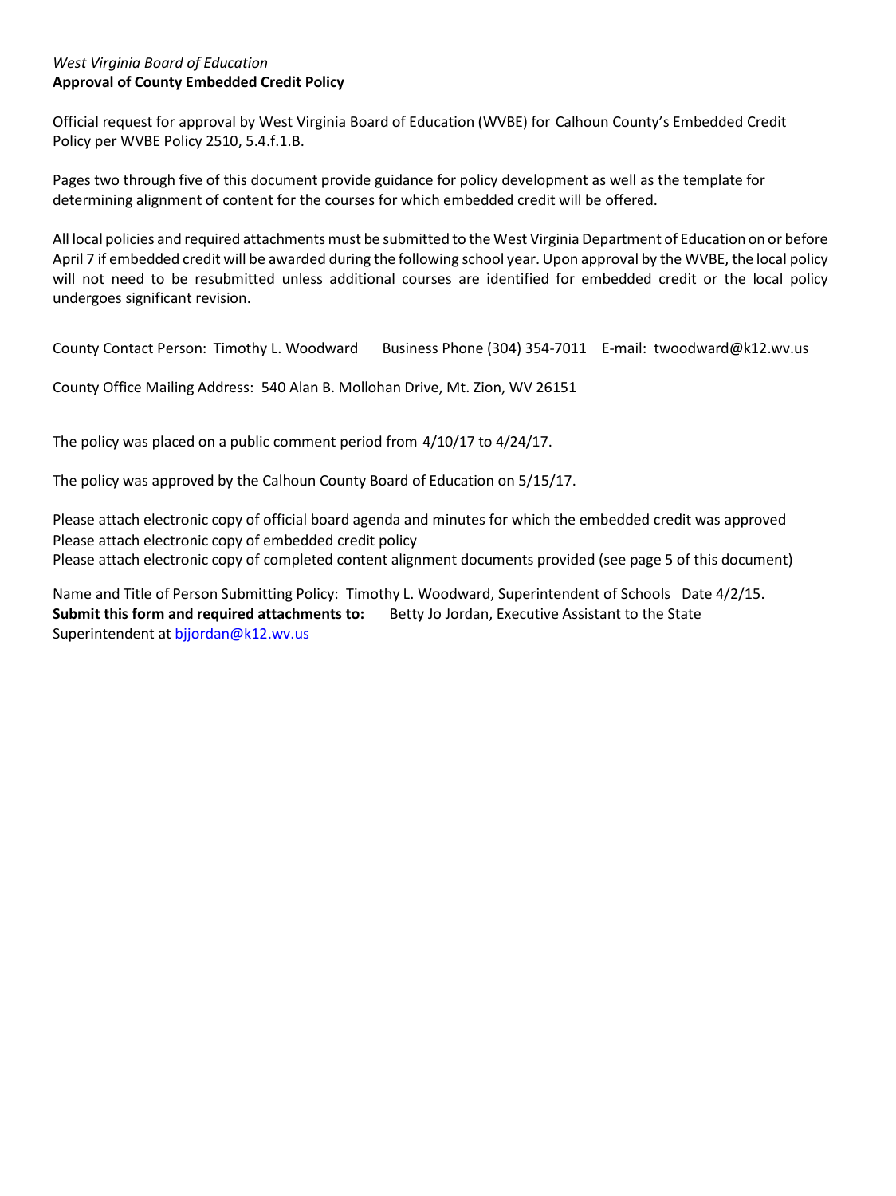*West Virginia Board of Education*
**Approval of County Embedded Credit Policy**

Official request for approval by West Virginia Board of Education (WVBE) for Calhoun County's Embedded Credit Policy per WVBE Policy 2510, 5.4.f.1.B.

Pages two through five of this document provide guidance for policy development as well as the template for determining alignment of content for the courses for which embedded credit will be offered.

All local policies and required attachments must be submitted to the West Virginia Department of Education on or before April 7 if embedded credit will be awarded during the following school year. Upon approval by the WVBE, the local policy will not need to be resubmitted unless additional courses are identified for embedded credit or the local policy undergoes significant revision.

County Contact Person: Timothy L. Woodward Business Phone (304) 354-7011 E-mail: twoodward@k12.wv.us

County Office Mailing Address: 540 Alan B. Mollohan Drive, Mt. Zion, WV 26151

The policy was placed on a public comment period from 4/10/17 to 4/24/17.

The policy was approved by the Calhoun County Board of Education on 5/15/17.

Please attach electronic copy of official board agenda and minutes for which the embedded credit was approved
Please attach electronic copy of embedded credit policy
Please attach electronic copy of completed content alignment documents provided (see page 5 of this document)

Name and Title of Person Submitting Policy: Timothy L. Woodward, Superintendent of Schools Date 4/2/15.
**Submit this form and required attachments to:** Betty Jo Jordan, Executive Assistant to the State Superintendent at bjjordan@k12.wv.us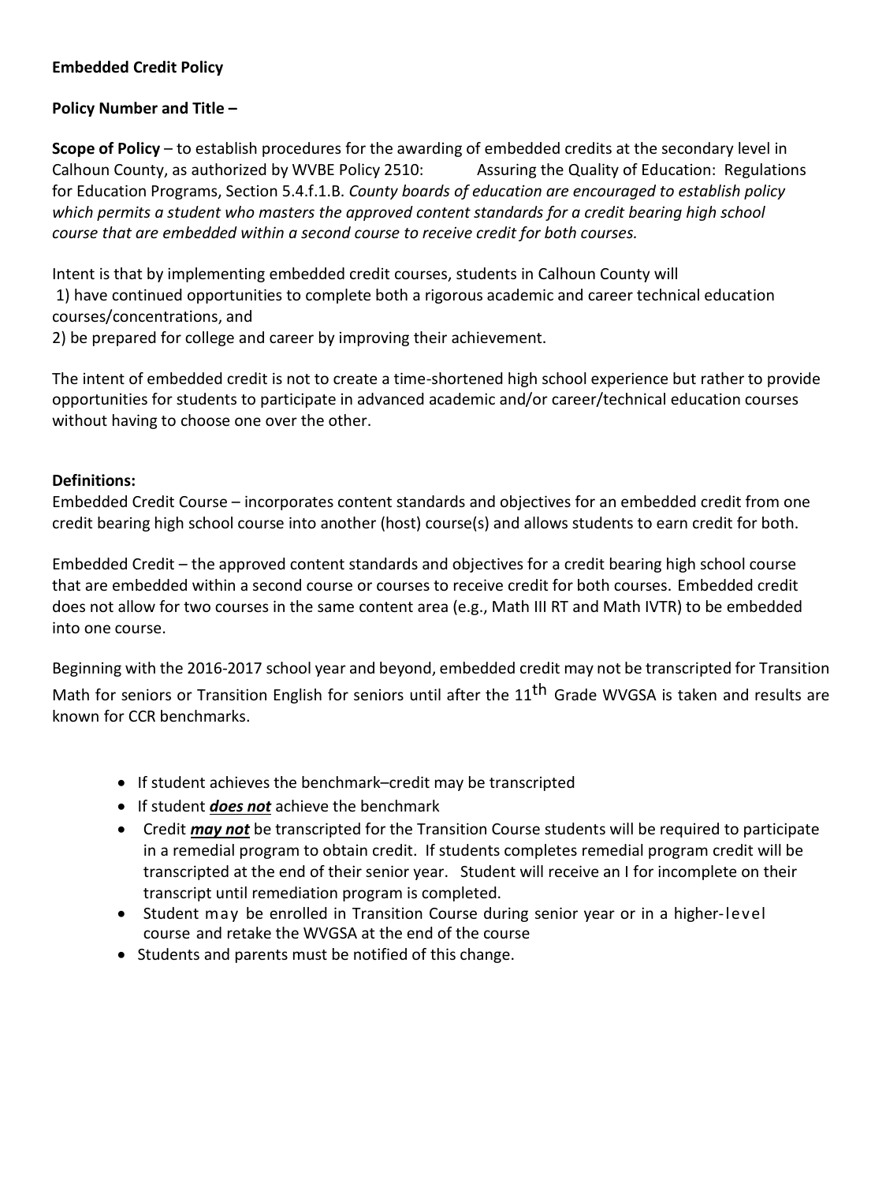**Embedded Credit Policy**

**Policy Number and Title –**

**Scope of Policy** – to establish procedures for the awarding of embedded credits at the secondary level in Calhoun County, as authorized by WVBE Policy 2510: Assuring the Quality of Education: Regulations for Education Programs, Section 5.4.f.1.B. *County boards of education are encouraged to establish policy which permits a student who masters the approved content standards for a credit bearing high school course that are embedded within a second course to receive credit for both courses.*

Intent is that by implementing embedded credit courses, students in Calhoun County will
1) have continued opportunities to complete both a rigorous academic and career technical education courses/concentrations, and
2) be prepared for college and career by improving their achievement.

The intent of embedded credit is not to create a time-shortened high school experience but rather to provide opportunities for students to participate in advanced academic and/or career/technical education courses without having to choose one over the other.

**Definitions:**

Embedded Credit Course – incorporates content standards and objectives for an embedded credit from one credit bearing high school course into another (host) course(s) and allows students to earn credit for both.

Embedded Credit – the approved content standards and objectives for a credit bearing high school course that are embedded within a second course or courses to receive credit for both courses. Embedded credit does not allow for two courses in the same content area (e.g., Math III RT and Math IVTR) to be embedded into one course.

Beginning with the 2016-2017 school year and beyond, embedded credit may not be transcripted for Transition Math for seniors or Transition English for seniors until after the 11th Grade WVGSA is taken and results are known for CCR benchmarks.

- If student achieves the benchmark–credit may be transcripted
- If student ***does not*** achieve the benchmark
- Credit ***may not*** be transcripted for the Transition Course students will be required to participate in a remedial program to obtain credit. If students completes remedial program credit will be transcripted at the end of their senior year. Student will receive an I for incomplete on their transcript until remediation program is completed.
- Student may be enrolled in Transition Course during senior year or in a higher-level course and retake the WVGSA at the end of the course
- Students and parents must be notified of this change.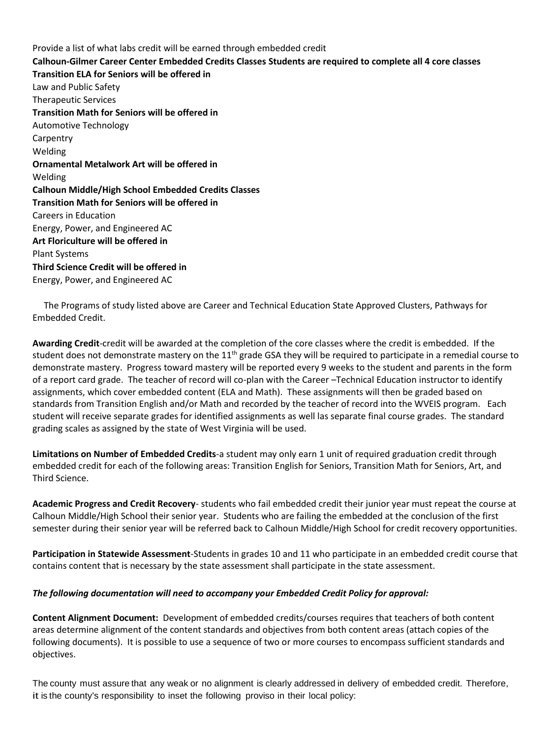Provide a list of what labs credit will be earned through embedded credit

**Calhoun-Gilmer Career Center Embedded Credits Classes Students are required to complete all 4 core classes**

**Transition ELA for Seniors will be offered in**

Law and Public Safety

Therapeutic Services

**Transition Math for Seniors will be offered in**

Automotive Technology

Carpentry

Welding

**Ornamental Metalwork Art will be offered in**

Welding

**Calhoun Middle/High School Embedded Credits Classes**

**Transition Math for Seniors will be offered in**

Careers in Education

Energy, Power, and Engineered AC

**Art Floriculture will be offered in**

Plant Systems

**Third Science Credit will be offered in**

Energy, Power, and Engineered AC

The Programs of study listed above are Career and Technical Education State Approved Clusters, Pathways for Embedded Credit.

**Awarding Credit**-credit will be awarded at the completion of the core classes where the credit is embedded. If the student does not demonstrate mastery on the 11th grade GSA they will be required to participate in a remedial course to demonstrate mastery. Progress toward mastery will be reported every 9 weeks to the student and parents in the form of a report card grade. The teacher of record will co-plan with the Career –Technical Education instructor to identify assignments, which cover embedded content (ELA and Math). These assignments will then be graded based on standards from Transition English and/or Math and recorded by the teacher of record into the WVEIS program. Each student will receive separate grades for identified assignments as well las separate final course grades. The standard grading scales as assigned by the state of West Virginia will be used.

**Limitations on Number of Embedded Credits**-a student may only earn 1 unit of required graduation credit through embedded credit for each of the following areas: Transition English for Seniors, Transition Math for Seniors, Art, and Third Science.

**Academic Progress and Credit Recovery**- students who fail embedded credit their junior year must repeat the course at Calhoun Middle/High School their senior year. Students who are failing the embedded at the conclusion of the first semester during their senior year will be referred back to Calhoun Middle/High School for credit recovery opportunities.

**Participation in Statewide Assessment**-Students in grades 10 and 11 who participate in an embedded credit course that contains content that is necessary by the state assessment shall participate in the state assessment.

***The following documentation will need to accompany your Embedded Credit Policy for approval:***

**Content Alignment Document:** Development of embedded credits/courses requires that teachers of both content areas determine alignment of the content standards and objectives from both content areas (attach copies of the following documents). It is possible to use a sequence of two or more courses to encompass sufficient standards and objectives.

The county must assure that any weak or no alignment is clearly addressed in delivery of embedded credit. Therefore, it is the county's responsibility to inset the following proviso in their local policy: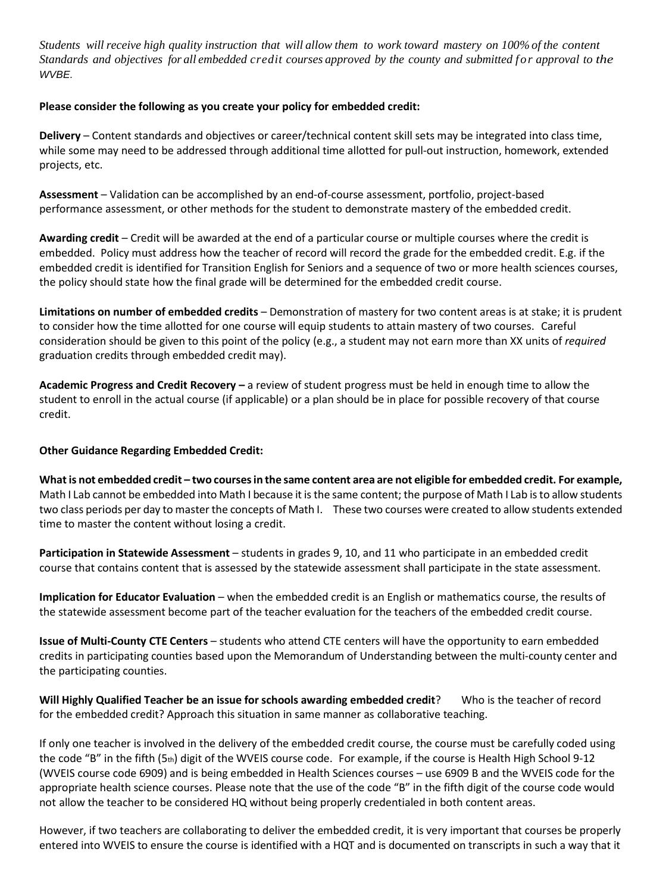*Students will receive high quality instruction that will allow them to work toward mastery on 100% of the content Standards and objectives for all embedded credit courses approved by the county and submitted for approval to the WVBE.*

**Please consider the following as you create your policy for embedded credit:**

**Delivery** – Content standards and objectives or career/technical content skill sets may be integrated into class time, while some may need to be addressed through additional time allotted for pull-out instruction, homework, extended projects, etc.

**Assessment** – Validation can be accomplished by an end-of-course assessment, portfolio, project-based performance assessment, or other methods for the student to demonstrate mastery of the embedded credit.

**Awarding credit** – Credit will be awarded at the end of a particular course or multiple courses where the credit is embedded. Policy must address how the teacher of record will record the grade for the embedded credit. E.g. if the embedded credit is identified for Transition English for Seniors and a sequence of two or more health sciences courses, the policy should state how the final grade will be determined for the embedded credit course.

**Limitations on number of embedded credits** – Demonstration of mastery for two content areas is at stake; it is prudent to consider how the time allotted for one course will equip students to attain mastery of two courses. Careful consideration should be given to this point of the policy (e.g., a student may not earn more than XX units of *required* graduation credits through embedded credit may).

**Academic Progress and Credit Recovery –** a review of student progress must be held in enough time to allow the student to enroll in the actual course (if applicable) or a plan should be in place for possible recovery of that course credit.

**Other Guidance Regarding Embedded Credit:**

**What is not embedded credit – two courses in the same content area are not eligible for embedded credit. For example,** Math I Lab cannot be embedded into Math I because it is the same content; the purpose of Math I Lab is to allow students two class periods per day to master the concepts of Math I. These two courses were created to allow students extended time to master the content without losing a credit.

**Participation in Statewide Assessment** – students in grades 9, 10, and 11 who participate in an embedded credit course that contains content that is assessed by the statewide assessment shall participate in the state assessment.

**Implication for Educator Evaluation** – when the embedded credit is an English or mathematics course, the results of the statewide assessment become part of the teacher evaluation for the teachers of the embedded credit course.

**Issue of Multi-County CTE Centers** – students who attend CTE centers will have the opportunity to earn embedded credits in participating counties based upon the Memorandum of Understanding between the multi-county center and the participating counties.

**Will Highly Qualified Teacher be an issue for schools awarding embedded credit**? Who is the teacher of record for the embedded credit? Approach this situation in same manner as collaborative teaching.

If only one teacher is involved in the delivery of the embedded credit course, the course must be carefully coded using the code "B" in the fifth (5th) digit of the WVEIS course code. For example, if the course is Health High School 9-12 (WVEIS course code 6909) and is being embedded in Health Sciences courses – use 6909 B and the WVEIS code for the appropriate health science courses. Please note that the use of the code "B" in the fifth digit of the course code would not allow the teacher to be considered HQ without being properly credentialed in both content areas.

However, if two teachers are collaborating to deliver the embedded credit, it is very important that courses be properly entered into WVEIS to ensure the course is identified with a HQT and is documented on transcripts in such a way that it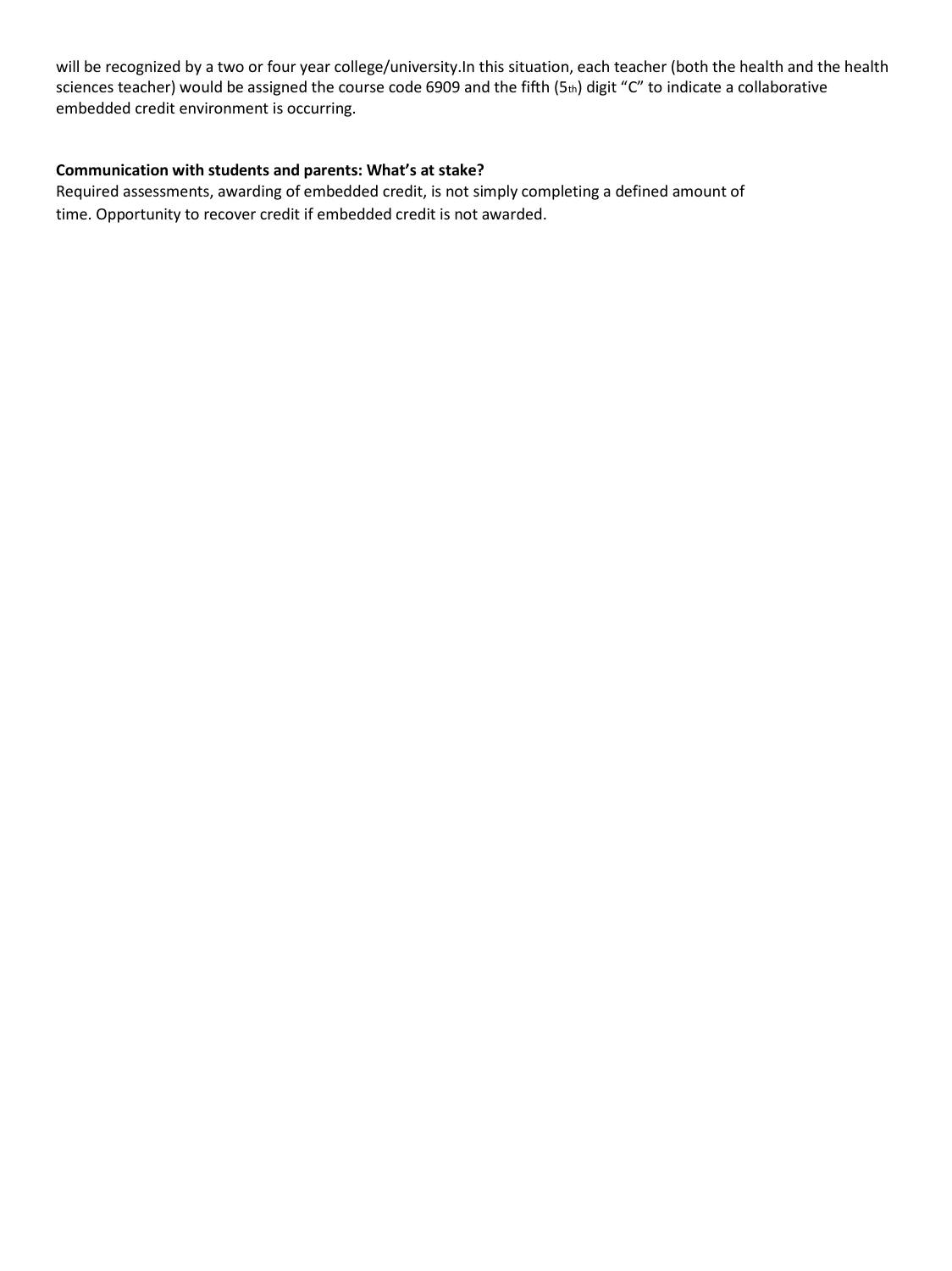will be recognized by a two or four year college/university.In this situation, each teacher (both the health and the health sciences teacher) would be assigned the course code 6909 and the fifth (5th) digit "C" to indicate a collaborative embedded credit environment is occurring.

**Communication with students and parents: What's at stake?**

Required assessments, awarding of embedded credit, is not simply completing a defined amount of time. Opportunity to recover credit if embedded credit is not awarded.